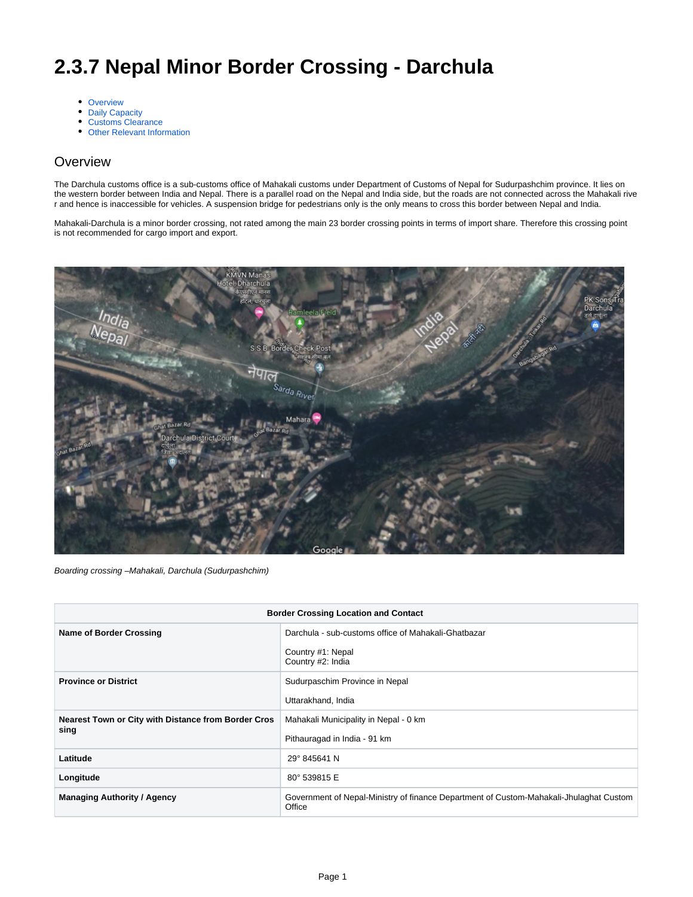# 2.3.7 Nepal Minor Border Crossing - Darchula

- Overview
- Daily Capacity
- Customs Clearance
- Other Relevant Information

## Overview

The Darchula customs office is a sub-customs office of Mahakali customs under Department of Customs of Nepal for Sudurpashchim province. It lies on the western border between India and Nepal. There is a parallel road on the Nepal and India side, but the roads are not connected across the Mahakali river and hence is inaccessible for vehicles. A suspension bridge for pedestrians only is the only means to cross this border between Nepal and India.

Mahakali-Darchula is a minor border crossing, not rated among the main 23 border crossing points in terms of import share. Therefore this crossing point is not recommended for cargo import and export.

*Boarding crossing –Mahakali, Darchula (Sudurpashchim)*

| Border Crossing Location and Contact | |
|---|---|
| **Name of Border Crossing** | Darchula - sub-customs office of Mahakali-Ghatbazar<br><br>Country #1: Nepal<br>Country #2: India |
| **Province or District** | Sudurpaschim Province in Nepal<br><br>Uttarakhand, India |
| **Nearest Town or City with Distance from Border Crossing** | Mahakali Municipality in Nepal - 0 km<br><br>Pithauragad in India - 91 km |
| **Latitude** | 29° 845641 N |
| **Longitude** | 80° 539815 E |
| **Managing Authority / Agency** | Government of Nepal-Ministry of finance Department of Custom-Mahakali-Jhulaghat Custom Office |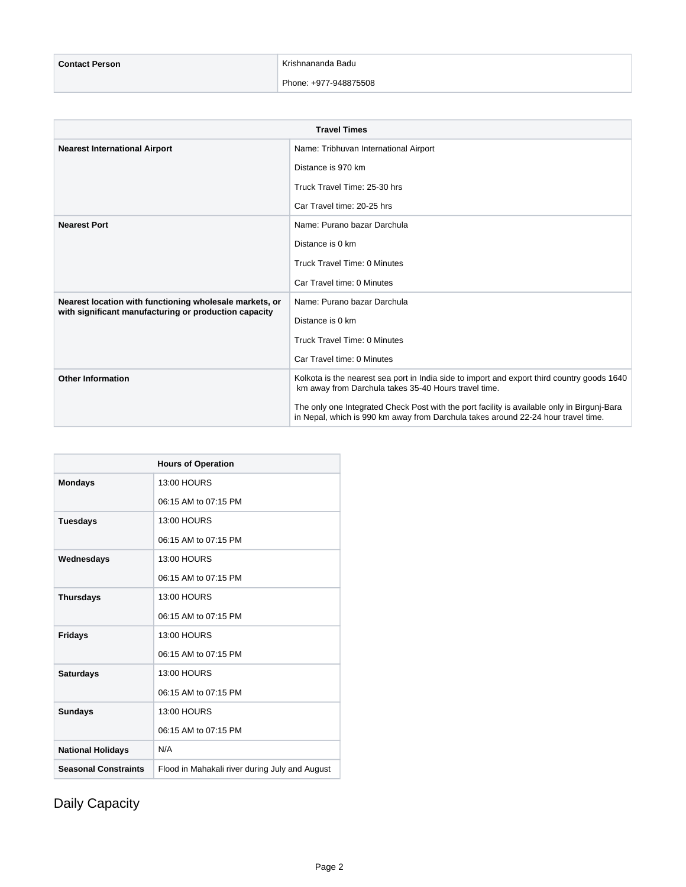| Contact Person | Krishnananda Badu<br>Phone: +977-948875508 |
|---|---|

| Travel Times | |
|---|---|
| **Nearest International Airport** | Name: Tribhuvan International Airport<br>Distance is 970 km<br>Truck Travel Time: 25-30 hrs<br>Car Travel time: 20-25 hrs |
| **Nearest Port** | Name: Purano bazar Darchula<br>Distance is 0 km<br>Truck Travel Time: 0 Minutes<br>Car Travel time: 0 Minutes |
| **Nearest location with functioning wholesale markets, or with significant manufacturing or production capacity** | Name: Purano bazar Darchula<br>Distance is 0 km<br>Truck Travel Time: 0 Minutes<br>Car Travel time: 0 Minutes |
| **Other Information** | Kolkota is the nearest sea port in India side to import and export third country goods 1640 km away from Darchula takes 35-40 Hours travel time.<br>The only one Integrated Check Post with the port facility is available only in Birgunj-Bara in Nepal, which is 990 km away from Darchula takes around 22-24 hour travel time. |

| Hours of Operation | |
|---|---|
| **Mondays** | 13:00 HOURS<br>06:15 AM to 07:15 PM |
| **Tuesdays** | 13:00 HOURS<br>06:15 AM to 07:15 PM |
| **Wednesdays** | 13:00 HOURS<br>06:15 AM to 07:15 PM |
| **Thursdays** | 13:00 HOURS<br>06:15 AM to 07:15 PM |
| **Fridays** | 13:00 HOURS<br>06:15 AM to 07:15 PM |
| **Saturdays** | 13:00 HOURS<br>06:15 AM to 07:15 PM |
| **Sundays** | 13:00 HOURS<br>06:15 AM to 07:15 PM |
| **National Holidays** | N/A |
| **Seasonal Constraints** | Flood in Mahakali river during July and August |

## Daily Capacity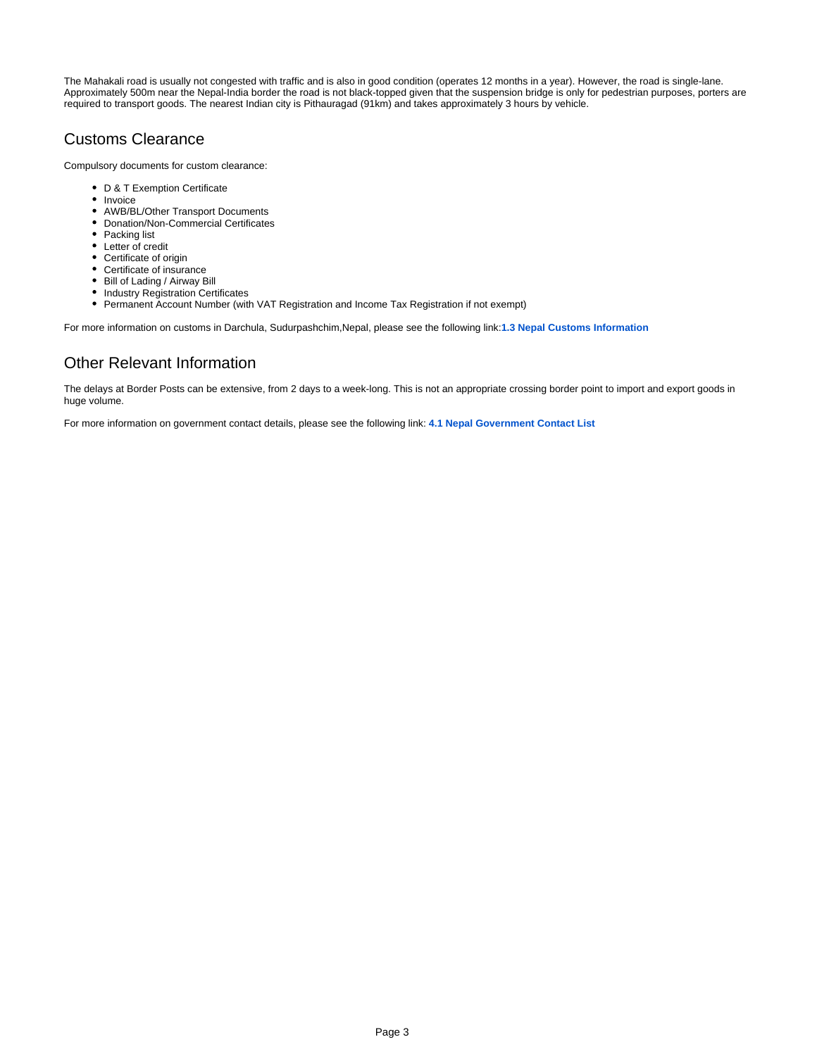The Mahakali road is usually not congested with traffic and is also in good condition (operates 12 months in a year). However, the road is single-lane. Approximately 500m near the Nepal-India border the road is not black-topped given that the suspension bridge is only for pedestrian purposes, porters are required to transport goods. The nearest Indian city is Pithauragad (91km) and takes approximately 3 hours by vehicle.

## Customs Clearance

Compulsory documents for custom clearance:

- D & T Exemption Certificate
- Invoice
- AWB/BL/Other Transport Documents
- Donation/Non-Commercial Certificates
- Packing list
- Letter of credit
- Certificate of origin
- Certificate of insurance
- Bill of Lading / Airway Bill
- Industry Registration Certificates
- Permanent Account Number (with VAT Registration and Income Tax Registration if not exempt)

For more information on customs in Darchula, Sudurpashchim,Nepal, please see the following link:**1.3 Nepal Customs Information**

## Other Relevant Information

The delays at Border Posts can be extensive, from 2 days to a week-long. This is not an appropriate crossing border point to import and export goods in huge volume.

For more information on government contact details, please see the following link: **4.1 Nepal Government Contact List**